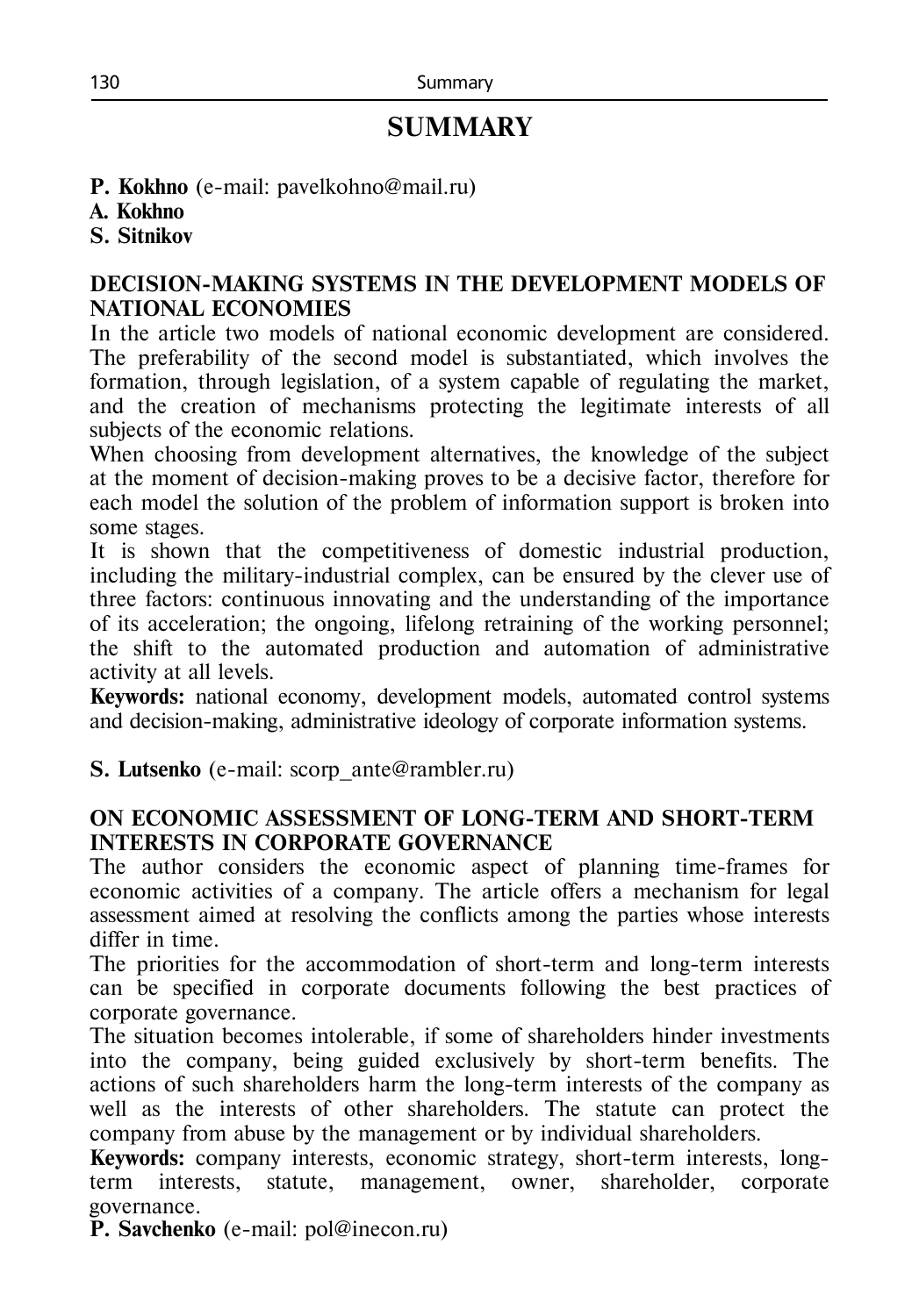# SUMMARY

**P. Kokhno** (e-mail: pavelkohno@mail.ru)
**A. Kokhno**
**S. Sitnikov**

**DECISION-MAKING SYSTEMS IN THE DEVELOPMENT MODELS OF NATIONAL ECONOMIES**

In the article two models of national economic development are considered. The preferability of the second model is substantiated, which involves the formation, through legislation, of a system capable of regulating the market, and the creation of mechanisms protecting the legitimate interests of all subjects of the economic relations.

When choosing from development alternatives, the knowledge of the subject at the moment of decision-making proves to be a decisive factor, therefore for each model the solution of the problem of information support is broken into some stages.

It is shown that the competitiveness of domestic industrial production, including the military-industrial complex, can be ensured by the clever use of three factors: continuous innovating and the understanding of the importance of its acceleration; the ongoing, lifelong retraining of the working personnel; the shift to the automated production and automation of administrative activity at all levels.

**Keywords:** national economy, development models, automated control systems and decision-making, administrative ideology of corporate information systems.

**S. Lutsenko** (e-mail: scorp_ante@rambler.ru)

**ON ECONOMIC ASSESSMENT OF LONG-TERM AND SHORT-TERM INTERESTS IN CORPORATE GOVERNANCE**

The author considers the economic aspect of planning time-frames for economic activities of a company. The article offers a mechanism for legal assessment aimed at resolving the conflicts among the parties whose interests differ in time.

The priorities for the accommodation of short-term and long-term interests can be specified in corporate documents following the best practices of corporate governance.

The situation becomes intolerable, if some of shareholders hinder investments into the company, being guided exclusively by short-term benefits. The actions of such shareholders harm the long-term interests of the company as well as the interests of other shareholders. The statute can protect the company from abuse by the management or by individual shareholders.

**Keywords:** company interests, economic strategy, short-term interests, long-term interests, statute, management, owner, shareholder, corporate governance.

**P. Savchenko** (e-mail: pol@inecon.ru)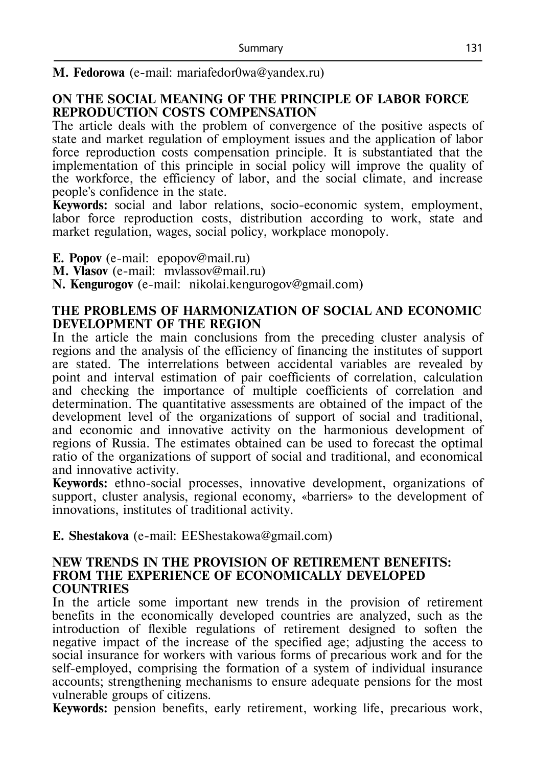**M. Fedorowa** (e-mail: mariafedor0wa@yandex.ru)

**ON THE SOCIAL MEANING OF THE PRINCIPLE OF LABOR FORCE REPRODUCTION COSTS COMPENSATION**

The article deals with the problem of convergence of the positive aspects of state and market regulation of employment issues and the application of labor force reproduction costs compensation principle. It is substantiated that the implementation of this principle in social policy will improve the quality of the workforce, the efficiency of labor, and the social climate, and increase people's confidence in the state.

**Keywords:** social and labor relations, socio-economic system, employment, labor force reproduction costs, distribution according to work, state and market regulation, wages, social policy, workplace monopoly.

**E. Popov** (e-mail: epopov@mail.ru)
**M. Vlasov** (e-mail: mvlassov@mail.ru)
**N. Kengurogov** (e-mail: nikolai.kengurogov@gmail.com)

**THE PROBLEMS OF HARMONIZATION OF SOCIAL AND ECONOMIC DEVELOPMENT OF THE REGION**

In the article the main conclusions from the preceding cluster analysis of regions and the analysis of the efficiency of financing the institutes of support are stated. The interrelations between accidental variables are revealed by point and interval estimation of pair coefficients of correlation, calculation and checking the importance of multiple coefficients of correlation and determination. The quantitative assessments are obtained of the impact of the development level of the organizations of support of social and traditional, and economic and innovative activity on the harmonious development of regions of Russia. The estimates obtained can be used to forecast the optimal ratio of the organizations of support of social and traditional, and economical and innovative activity.

**Keywords:** ethno-social processes, innovative development, organizations of support, cluster analysis, regional economy, «barriers» to the development of innovations, institutes of traditional activity.

**E. Shestakova** (e-mail: EEShestakowa@gmail.com)

**NEW TRENDS IN THE PROVISION OF RETIREMENT BENEFITS: FROM THE EXPERIENCE OF ECONOMICALLY DEVELOPED COUNTRIES**

In the article some important new trends in the provision of retirement benefits in the economically developed countries are analyzed, such as the introduction of flexible regulations of retirement designed to soften the negative impact of the increase of the specified age; adjusting the access to social insurance for workers with various forms of precarious work and for the self-employed, comprising the formation of a system of individual insurance accounts; strengthening mechanisms to ensure adequate pensions for the most vulnerable groups of citizens.

**Keywords:** pension benefits, early retirement, working life, precarious work,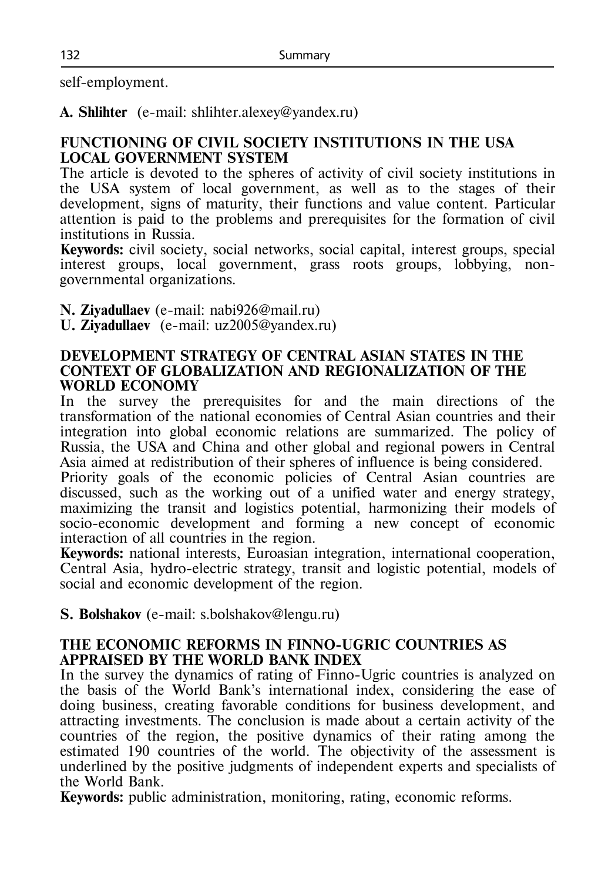self-employment.

**A. Shlihter** (e-mail: shlihter.alexey@yandex.ru)

## FUNCTIONING OF CIVIL SOCIETY INSTITUTIONS IN THE USA LOCAL GOVERNMENT SYSTEM

The article is devoted to the spheres of activity of civil society institutions in the USA system of local government, as well as to the stages of their development, signs of maturity, their functions and value content. Particular attention is paid to the problems and prerequisites for the formation of civil institutions in Russia.

**Keywords:** civil society, social networks, social capital, interest groups, special interest groups, local government, grass roots groups, lobbying, non-governmental organizations.

**N. Ziyadullaev** (e-mail: nabi926@mail.ru)
**U. Ziyadullaev** (e-mail: uz2005@yandex.ru)

## DEVELOPMENT STRATEGY OF CENTRAL ASIAN STATES IN THE CONTEXT OF GLOBALIZATION AND REGIONALIZATION OF THE WORLD ECONOMY

In the survey the prerequisites for and the main directions of the transformation of the national economies of Central Asian countries and their integration into global economic relations are summarized. The policy of Russia, the USA and China and other global and regional powers in Central Asia aimed at redistribution of their spheres of influence is being considered.

Priority goals of the economic policies of Central Asian countries are discussed, such as the working out of a unified water and energy strategy, maximizing the transit and logistics potential, harmonizing their models of socio-economic development and forming a new concept of economic interaction of all countries in the region.

**Keywords:** national interests, Euroasian integration, international cooperation, Central Asia, hydro-electric strategy, transit and logistic potential, models of social and economic development of the region.

**S. Bolshakov** (e-mail: s.bolshakov@lengu.ru)

## THE ECONOMIC REFORMS IN FINNO-UGRIC COUNTRIES AS APPRAISED BY THE WORLD BANK INDEX

In the survey the dynamics of rating of Finno-Ugric countries is analyzed on the basis of the World Bank's international index, considering the ease of doing business, creating favorable conditions for business development, and attracting investments. The conclusion is made about a certain activity of the countries of the region, the positive dynamics of their rating among the estimated 190 countries of the world. The objectivity of the assessment is underlined by the positive judgments of independent experts and specialists of the World Bank.

**Keywords:** public administration, monitoring, rating, economic reforms.